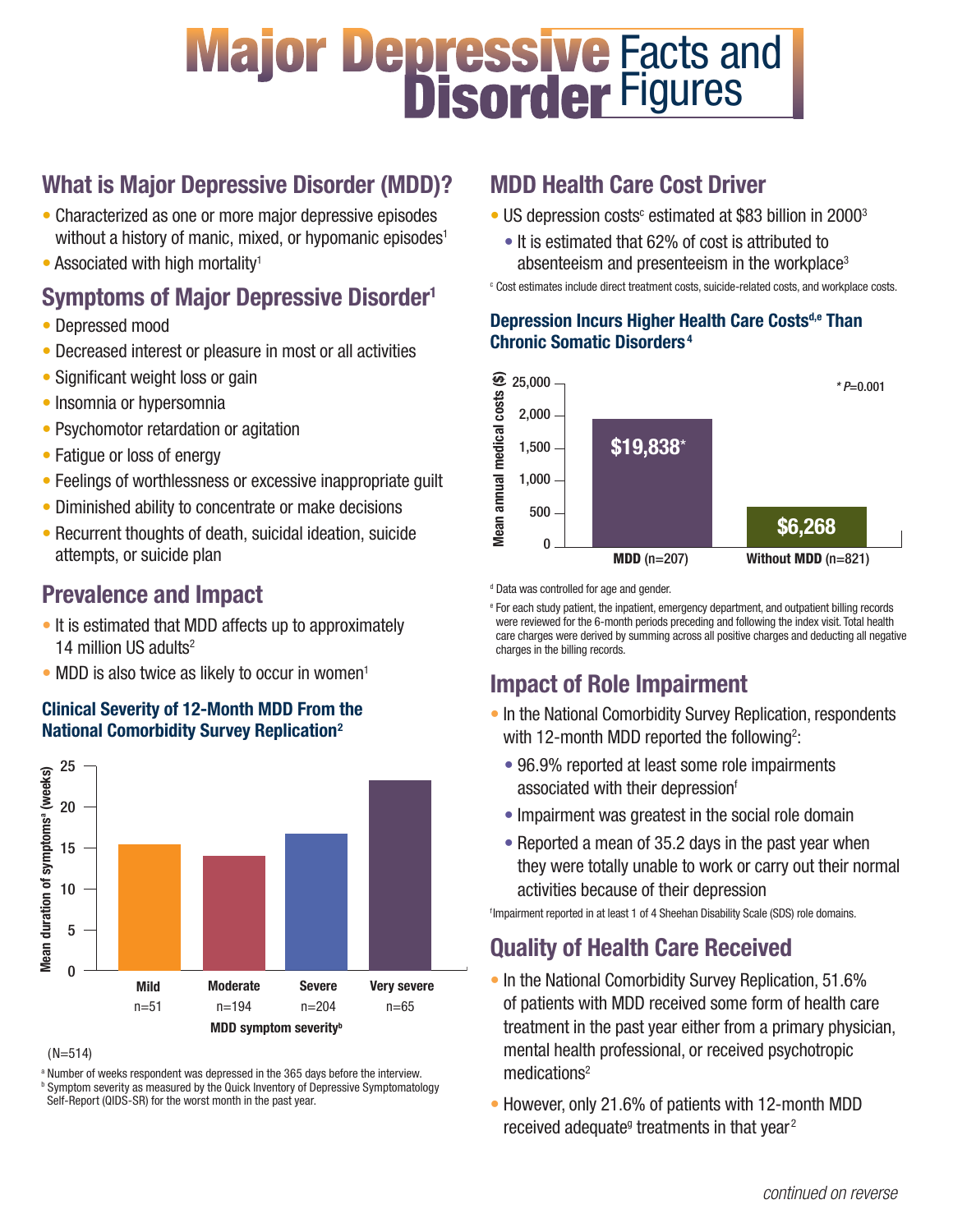# Major Depressive Disorder Facts and Figures

## What is Major Depressive Disorder (MDD)?

- Characterized as one or more major depressive episodes without a history of manic, mixed, or hypomanic episodes[1]
- Associated with high mortality[1]

## Symptoms of Major Depressive Disorder[1]

- Depressed mood
- Decreased interest or pleasure in most or all activities
- Significant weight loss or gain
- Insomnia or hypersomnia
- Psychomotor retardation or agitation
- Fatigue or loss of energy
- Feelings of worthlessness or excessive inappropriate guilt
- Diminished ability to concentrate or make decisions
- Recurrent thoughts of death, suicidal ideation, suicide attempts, or suicide plan

## Prevalence and Impact

- It is estimated that MDD affects up to approximately 14 million US adults[2]
- MDD is also twice as likely to occur in women[1]

### Clinical Severity of 12-Month MDD From the National Comorbidity Survey Replication[2]

Mean duration of symptoms[a] (weeks) by MDD symptom severity[b]

| MDD symptom severity | Mild | Moderate | Severe | Very severe |
|---|---|---|---|---|
| n | n=51 | n=194 | n=204 | n=65 |

(N=514)

[a] Number of weeks respondent was depressed in the 365 days before the interview.
[b] Symptom severity as measured by the Quick Inventory of Depressive Symptomatology Self-Report (QIDS-SR) for the worst month in the past year.

## MDD Health Care Cost Driver

- US depression costs[c] estimated at $83 billion in 2000[3]
  - It is estimated that 62% of cost is attributed to absenteeism and presenteeism in the workplace[3]

[c] Cost estimates include direct treatment costs, suicide-related costs, and workplace costs.

### Depression Incurs Higher Health Care Costs[d,e] Than Chronic Somatic Disorders[4]

Mean annual medical costs ($)

| | MDD (n=207) | Without MDD (n=821) |
|---|---|---|
| Mean annual medical costs | $19,838* | $6,268 |

* $P$=0.001

[d] Data was controlled for age and gender.
[e] For each study patient, the inpatient, emergency department, and outpatient billing records were reviewed for the 6-month periods preceding and following the index visit. Total health care charges were derived by summing across all positive charges and deducting all negative charges in the billing records.

## Impact of Role Impairment

- In the National Comorbidity Survey Replication, respondents with 12-month MDD reported the following[2]:
  - 96.9% reported at least some role impairments associated with their depression[f]
  - Impairment was greatest in the social role domain
  - Reported a mean of 35.2 days in the past year when they were totally unable to work or carry out their normal activities because of their depression

[f] Impairment reported in at least 1 of 4 Sheehan Disability Scale (SDS) role domains.

## Quality of Health Care Received

- In the National Comorbidity Survey Replication, 51.6% of patients with MDD received some form of health care treatment in the past year either from a primary physician, mental health professional, or received psychotropic medications[2]
- However, only 21.6% of patients with 12-month MDD received adequate[g] treatments in that year[2]

*continued on reverse*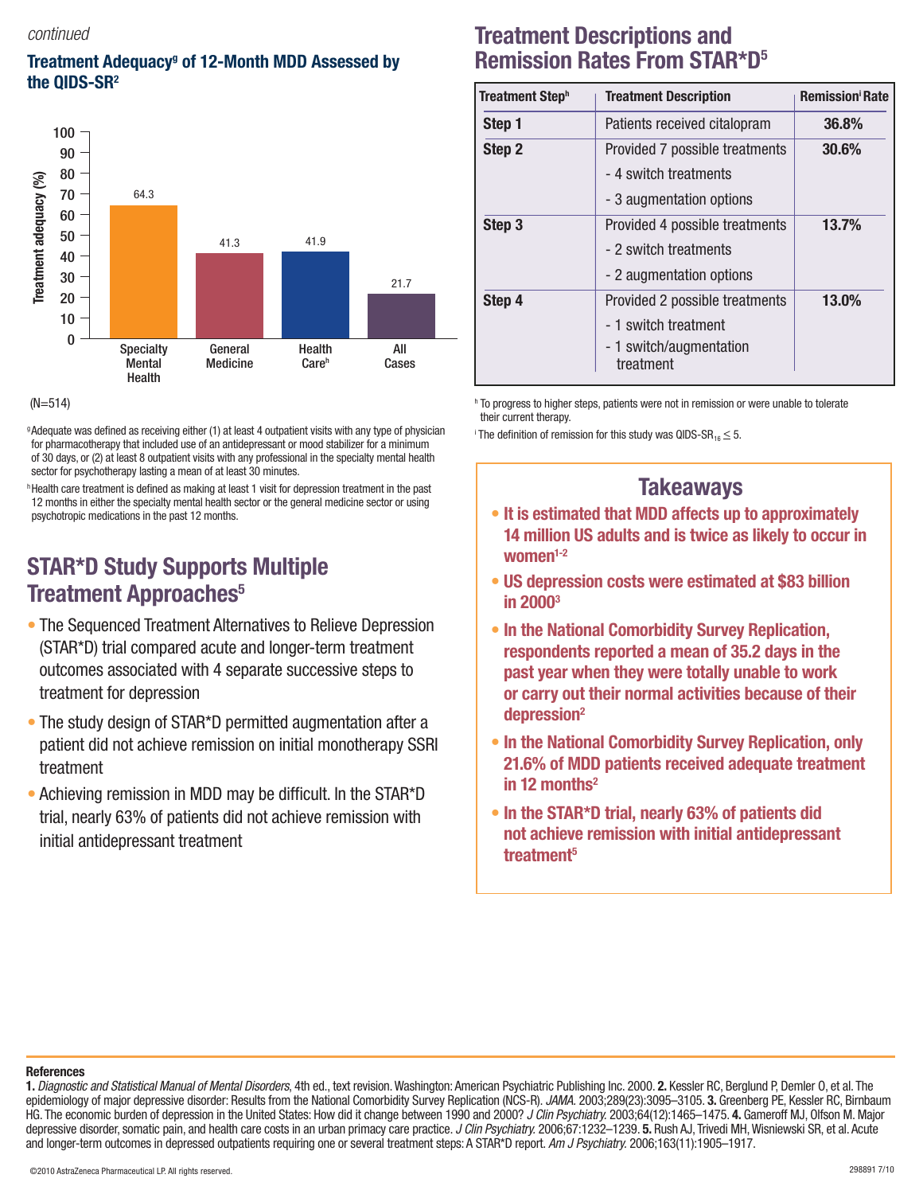*continued*

## Treatment Adequacy[g] of 12-Month MDD Assessed by the QIDS-SR[2]

Treatment adequacy (%)

100
90
80
70
60
50
40
30
20
10
0

64.3
41.3
41.9
21.7

Specialty Mental Health
General Medicine
Health Care[h]
All Cases

(N=514)

[g] Adequate was defined as receiving either (1) at least 4 outpatient visits with any type of physician for pharmacotherapy that included use of an antidepressant or mood stabilizer for a minimum of 30 days, or (2) at least 8 outpatient visits with any professional in the specialty mental health sector for psychotherapy lasting a mean of at least 30 minutes.

[h] Health care treatment is defined as making at least 1 visit for depression treatment in the past 12 months in either the specialty mental health sector or the general medicine sector or using psychotropic medications in the past 12 months.

## STAR*D Study Supports Multiple Treatment Approaches[5]

- The Sequenced Treatment Alternatives to Relieve Depression (STAR*D) trial compared acute and longer-term treatment outcomes associated with 4 separate successive steps to treatment for depression
- The study design of STAR*D permitted augmentation after a patient did not achieve remission on initial monotherapy SSRI treatment
- Achieving remission in MDD may be difficult. In the STAR*D trial, nearly 63% of patients did not achieve remission with initial antidepressant treatment

## Treatment Descriptions and Remission Rates From STAR*D[5]

| Treatment Step[h] | Treatment Description | Remission[i] Rate |
|---|---|---|
| **Step 1** | Patients received citalopram | **36.8%** |
| **Step 2** | Provided 7 possible treatments<br>- 4 switch treatments<br>- 3 augmentation options | **30.6%** |
| **Step 3** | Provided 4 possible treatments<br>- 2 switch treatments<br>- 2 augmentation options | **13.7%** |
| **Step 4** | Provided 2 possible treatments<br>- 1 switch treatment<br>- 1 switch/augmentation treatment | **13.0%** |

[h] To progress to higher steps, patients were not in remission or were unable to tolerate their current therapy.

[i] The definition of remission for this study was QIDS-$SR_{16} \leq 5$.

## Takeaways

- **It is estimated that MDD affects up to approximately 14 million US adults and is twice as likely to occur in women[1-2]**
- **US depression costs were estimated at $83 billion in 2000[3]**
- **In the National Comorbidity Survey Replication, respondents reported a mean of 35.2 days in the past year when they were totally unable to work or carry out their normal activities because of their depression[2]**
- **In the National Comorbidity Survey Replication, only 21.6% of MDD patients received adequate treatment in 12 months[2]**
- **In the STAR*D trial, nearly 63% of patients did not achieve remission with initial antidepressant treatment[5]**

**References**

**1.** *Diagnostic and Statistical Manual of Mental Disorders*, 4th ed., text revision. Washington: American Psychiatric Publishing Inc. 2000. **2.** Kessler RC, Berglund P, Demler O, et al. The epidemiology of major depressive disorder: Results from the National Comorbidity Survey Replication (NCS-R). *JAMA.* 2003;289(23):3095–3105. **3.** Greenberg PE, Kessler RC, Birnbaum HG. The economic burden of depression in the United States: How did it change between 1990 and 2000? *J Clin Psychiatry.* 2003;64(12):1465–1475. **4.** Gameroff MJ, Olfson M. Major depressive disorder, somatic pain, and health care costs in an urban primary care practice. *J Clin Psychiatry.* 2006;67:1232–1239. **5.** Rush AJ, Trivedi MH, Wisniewski SR, et al. Acute and longer-term outcomes in depressed outpatients requiring one or several treatment steps: A STAR*D report. *Am J Psychiatry.* 2006;163(11):1905–1917.

©2010 AstraZeneca Pharmaceutical LP. All rights reserved.

298891 7/10